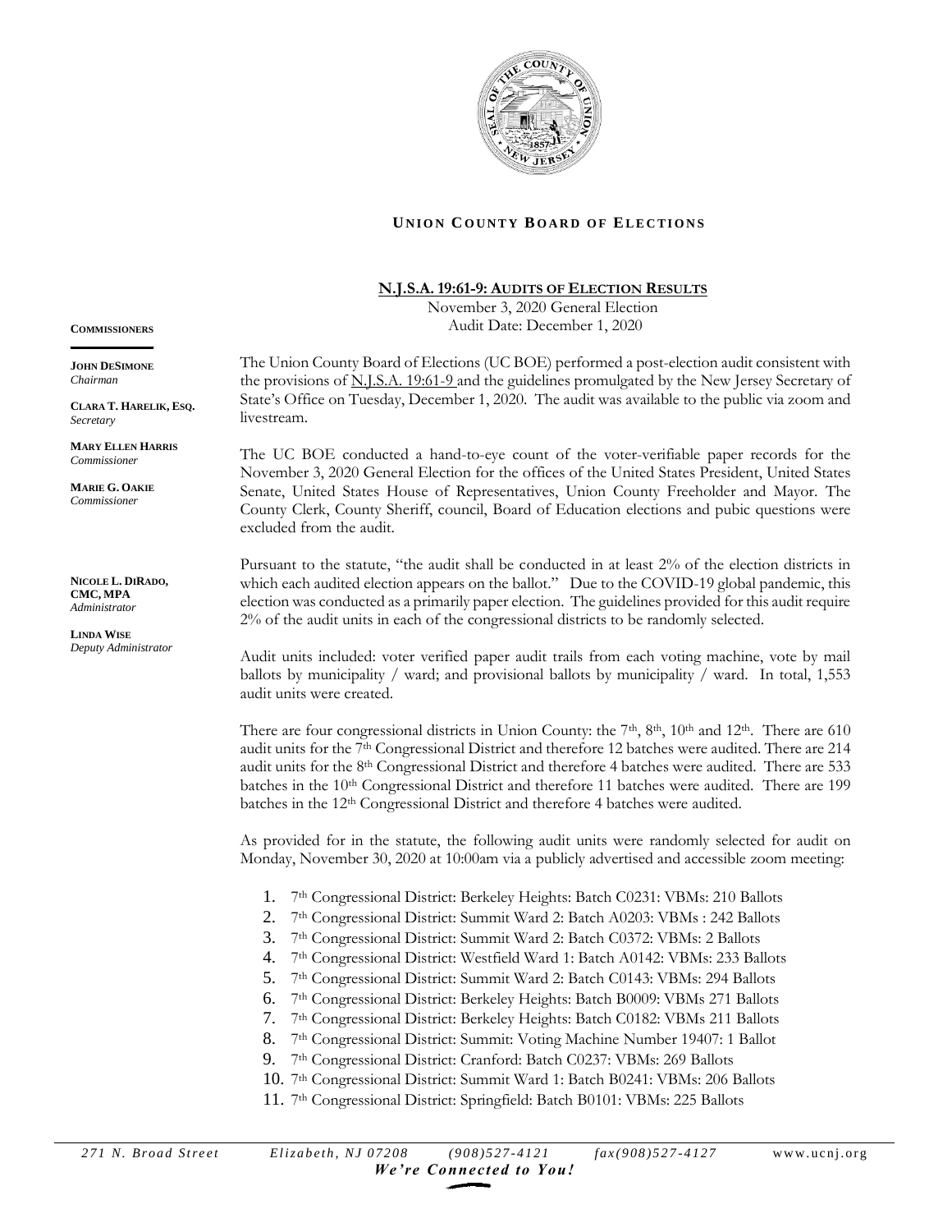**UNION COUNTY BOARD OF ELECTIONS**

**COMMISSIONERS**

**JOHN DESIMONE**
*Chairman*

**CLARA T. HARELIK, ESQ.**
*Secretary*

**MARY ELLEN HARRIS**
*Commissioner*

**MARIE G. OAKIE**
*Commissioner*

**NICOLE L. DIRADO, CMC, MPA**
*Administrator*

**LINDA WISE**
*Deputy Administrator*

## N.J.S.A. 19:61-9: AUDITS OF ELECTION RESULTS

November 3, 2020 General Election
Audit Date: December 1, 2020

The Union County Board of Elections (UC BOE) performed a post-election audit consistent with the provisions of N.J.S.A. 19:61-9 and the guidelines promulgated by the New Jersey Secretary of State's Office on Tuesday, December 1, 2020. The audit was available to the public via zoom and livestream.

The UC BOE conducted a hand-to-eye count of the voter-verifiable paper records for the November 3, 2020 General Election for the offices of the United States President, United States Senate, United States House of Representatives, Union County Freeholder and Mayor. The County Clerk, County Sheriff, council, Board of Education elections and pubic questions were excluded from the audit.

Pursuant to the statute, "the audit shall be conducted in at least 2% of the election districts in which each audited election appears on the ballot." Due to the COVID-19 global pandemic, this election was conducted as a primarily paper election. The guidelines provided for this audit require 2% of the audit units in each of the congressional districts to be randomly selected.

Audit units included: voter verified paper audit trails from each voting machine, vote by mail ballots by municipality / ward; and provisional ballots by municipality / ward. In total, 1,553 audit units were created.

There are four congressional districts in Union County: the 7th, 8th, 10th and 12th. There are 610 audit units for the 7th Congressional District and therefore 12 batches were audited. There are 214 audit units for the 8th Congressional District and therefore 4 batches were audited. There are 533 batches in the 10th Congressional District and therefore 11 batches were audited. There are 199 batches in the 12th Congressional District and therefore 4 batches were audited.

As provided for in the statute, the following audit units were randomly selected for audit on Monday, November 30, 2020 at 10:00am via a publicly advertised and accessible zoom meeting:

1. 7th Congressional District: Berkeley Heights: Batch C0231: VBMs: 210 Ballots
2. 7th Congressional District: Summit Ward 2: Batch A0203: VBMs : 242 Ballots
3. 7th Congressional District: Summit Ward 2: Batch C0372: VBMs: 2 Ballots
4. 7th Congressional District: Westfield Ward 1: Batch A0142: VBMs: 233 Ballots
5. 7th Congressional District: Summit Ward 2: Batch C0143: VBMs: 294 Ballots
6. 7th Congressional District: Berkeley Heights: Batch B0009: VBMs 271 Ballots
7. 7th Congressional District: Berkeley Heights: Batch C0182: VBMs 211 Ballots
8. 7th Congressional District: Summit: Voting Machine Number 19407: 1 Ballot
9. 7th Congressional District: Cranford: Batch C0237: VBMs: 269 Ballots
10. 7th Congressional District: Summit Ward 1: Batch B0241: VBMs: 206 Ballots
11. 7th Congressional District: Springfield: Batch B0101: VBMs: 225 Ballots

*271 N. Broad Street Elizabeth, NJ 07208 (908)527-4121 fax(908)527-4127 www.ucnj.org*
***We're Connected to You!***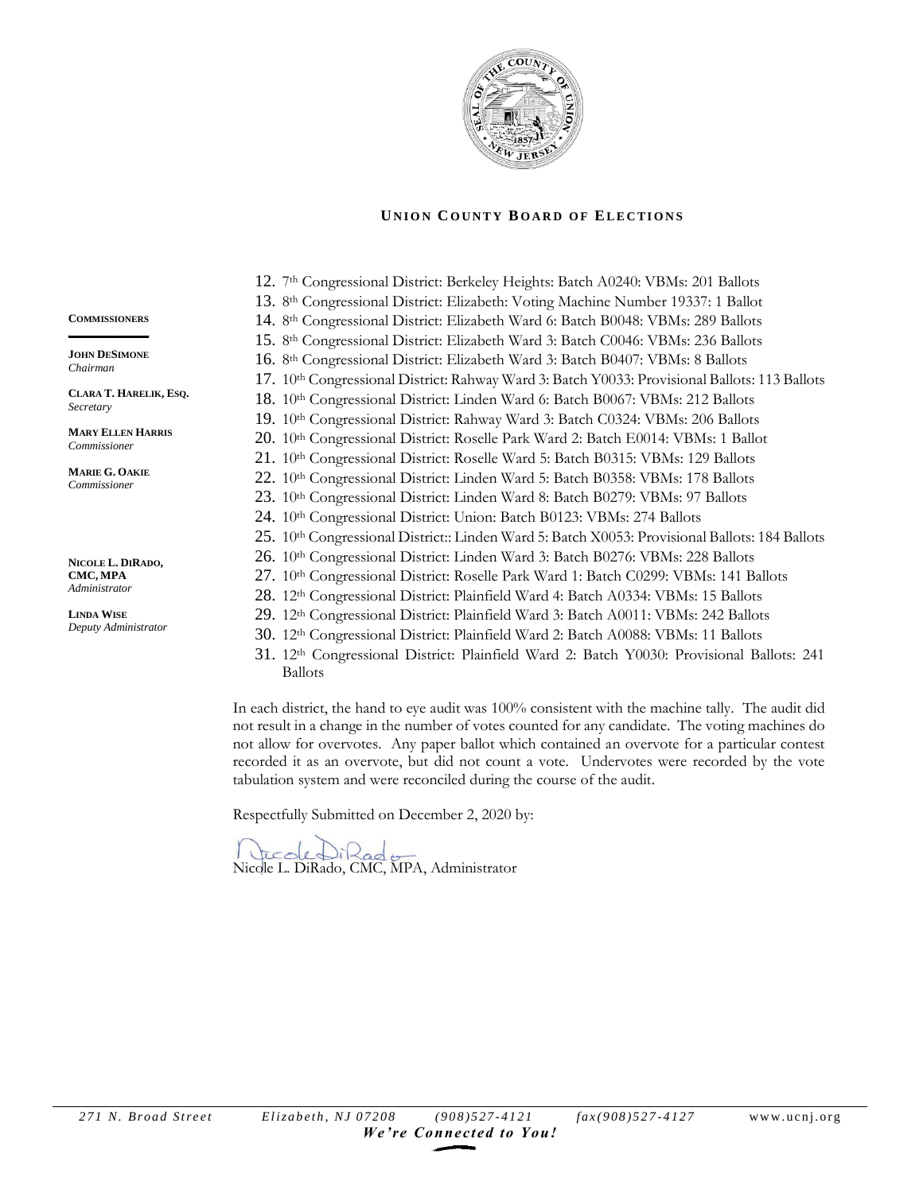**UNION COUNTY BOARD OF ELECTIONS**

**COMMISSIONERS**

**JOHN DESIMONE**
*Chairman*

**CLARA T. HARELIK, ESQ.**
*Secretary*

**MARY ELLEN HARRIS**
*Commissioner*

**MARIE G. OAKIE**
*Commissioner*

**NICOLE L. DIRADO, CMC, MPA**
*Administrator*

**LINDA WISE**
*Deputy Administrator*

12. 7th Congressional District: Berkeley Heights: Batch A0240: VBMs: 201 Ballots
13. 8th Congressional District: Elizabeth: Voting Machine Number 19337: 1 Ballot
14. 8th Congressional District: Elizabeth Ward 6: Batch B0048: VBMs: 289 Ballots
15. 8th Congressional District: Elizabeth Ward 3: Batch C0046: VBMs: 236 Ballots
16. 8th Congressional District: Elizabeth Ward 3: Batch B0407: VBMs: 8 Ballots
17. 10th Congressional District: Rahway Ward 3: Batch Y0033: Provisional Ballots: 113 Ballots
18. 10th Congressional District: Linden Ward 6: Batch B0067: VBMs: 212 Ballots
19. 10th Congressional District: Rahway Ward 3: Batch C0324: VBMs: 206 Ballots
20. 10th Congressional District: Roselle Park Ward 2: Batch E0014: VBMs: 1 Ballot
21. 10th Congressional District: Roselle Ward 5: Batch B0315: VBMs: 129 Ballots
22. 10th Congressional District: Linden Ward 5: Batch B0358: VBMs: 178 Ballots
23. 10th Congressional District: Linden Ward 8: Batch B0279: VBMs: 97 Ballots
24. 10th Congressional District: Union: Batch B0123: VBMs: 274 Ballots
25. 10th Congressional District:: Linden Ward 5: Batch X0053: Provisional Ballots: 184 Ballots
26. 10th Congressional District: Linden Ward 3: Batch B0276: VBMs: 228 Ballots
27. 10th Congressional District: Roselle Park Ward 1: Batch C0299: VBMs: 141 Ballots
28. 12th Congressional District: Plainfield Ward 4: Batch A0334: VBMs: 15 Ballots
29. 12th Congressional District: Plainfield Ward 3: Batch A0011: VBMs: 242 Ballots
30. 12th Congressional District: Plainfield Ward 2: Batch A0088: VBMs: 11 Ballots
31. 12th Congressional District: Plainfield Ward 2: Batch Y0030: Provisional Ballots: 241 Ballots

In each district, the hand to eye audit was 100% consistent with the machine tally. The audit did not result in a change in the number of votes counted for any candidate. The voting machines do not allow for overvotes. Any paper ballot which contained an overvote for a particular contest recorded it as an overvote, but did not count a vote. Undervotes were recorded by the vote tabulation system and were reconciled during the course of the audit.

Respectfully Submitted on December 2, 2020 by:

Nicole L. DiRado, CMC, MPA, Administrator

271 N. Broad Street Elizabeth, NJ 07208 (908)527-4121 fax(908)527-4127 www.ucnj.org
*We're Connected to You!*